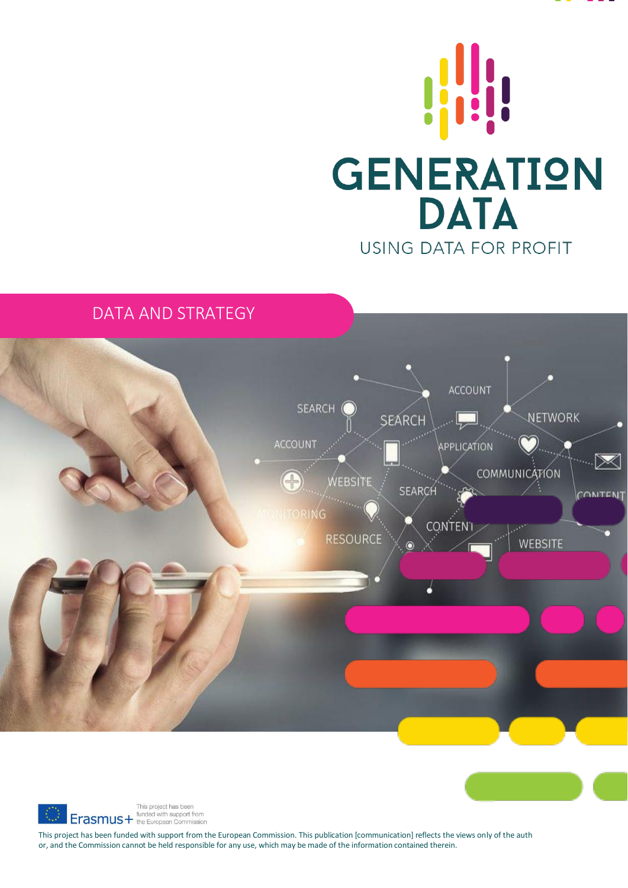# GENERATION DATA

USING DATA FOR PROFIT

## DATA AND STRATEGY

This project has been funded with support from the European Commission

This project has been funded with support from the European Commission. This publication [communication] reflects the views only of the auth or, and the Commission cannot be held responsible for any use, which may be made of the information contained therein.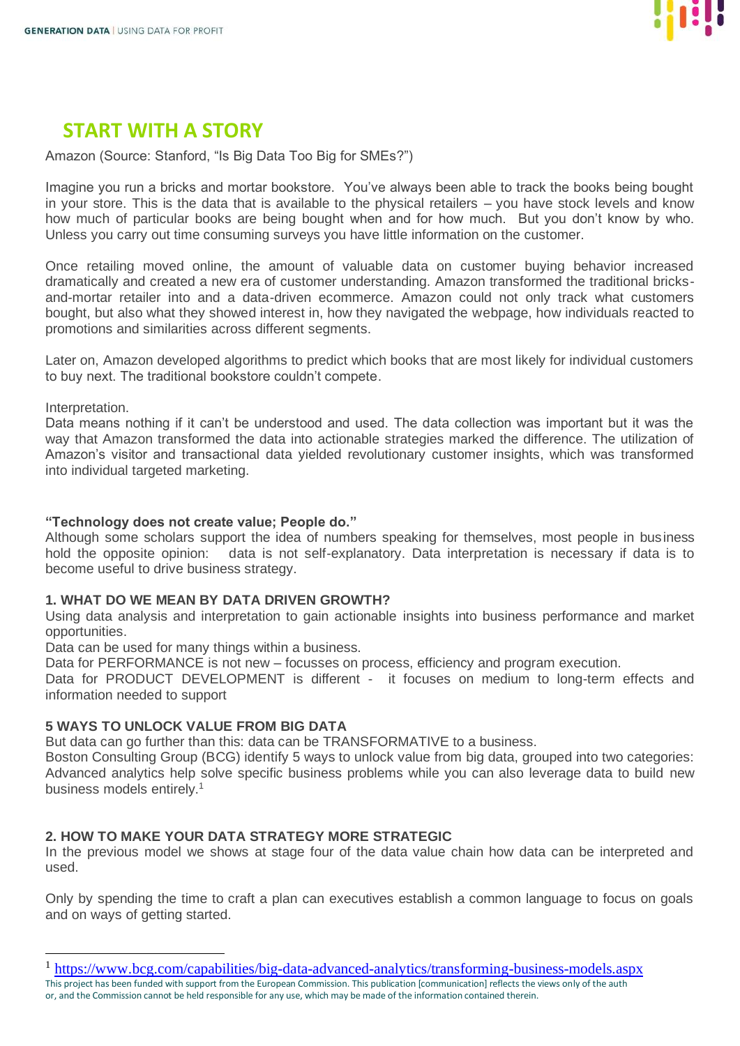## START WITH A STORY

Amazon (Source: Stanford, "Is Big Data Too Big for SMEs?")

Imagine you run a bricks and mortar bookstore. You've always been able to track the books being bought in your store. This is the data that is available to the physical retailers – you have stock levels and know how much of particular books are being bought when and for how much. But you don't know by who. Unless you carry out time consuming surveys you have little information on the customer.

Once retailing moved online, the amount of valuable data on customer buying behavior increased dramatically and created a new era of customer understanding. Amazon transformed the traditional bricks-and-mortar retailer into and a data-driven ecommerce. Amazon could not only track what customers bought, but also what they showed interest in, how they navigated the webpage, how individuals reacted to promotions and similarities across different segments.

Later on, Amazon developed algorithms to predict which books that are most likely for individual customers to buy next. The traditional bookstore couldn't compete.

Interpretation.

Data means nothing if it can't be understood and used. The data collection was important but it was the way that Amazon transformed the data into actionable strategies marked the difference. The utilization of Amazon's visitor and transactional data yielded revolutionary customer insights, which was transformed into individual targeted marketing.

**"Technology does not create value; People do."**

Although some scholars support the idea of numbers speaking for themselves, most people in business hold the opposite opinion: data is not self-explanatory. Data interpretation is necessary if data is to become useful to drive business strategy.

### 1. WHAT DO WE MEAN BY DATA DRIVEN GROWTH?

Using data analysis and interpretation to gain actionable insights into business performance and market opportunities.

Data can be used for many things within a business.

Data for PERFORMANCE is not new – focusses on process, efficiency and program execution.

Data for PRODUCT DEVELOPMENT is different - it focuses on medium to long-term effects and information needed to support

### 5 WAYS TO UNLOCK VALUE FROM BIG DATA

But data can go further than this: data can be TRANSFORMATIVE to a business.

Boston Consulting Group (BCG) identify 5 ways to unlock value from big data, grouped into two categories: Advanced analytics help solve specific business problems while you can also leverage data to build new business models entirely.[1]

### 2. HOW TO MAKE YOUR DATA STRATEGY MORE STRATEGIC

In the previous model we shows at stage four of the data value chain how data can be interpreted and used.

Only by spending the time to craft a plan can executives establish a common language to focus on goals and on ways of getting started.

---

[1] https://www.bcg.com/capabilities/big-data-advanced-analytics/transforming-business-models.aspx

This project has been funded with support from the European Commission. This publication [communication] reflects the views only of the author, and the Commission cannot be held responsible for any use, which may be made of the information contained therein.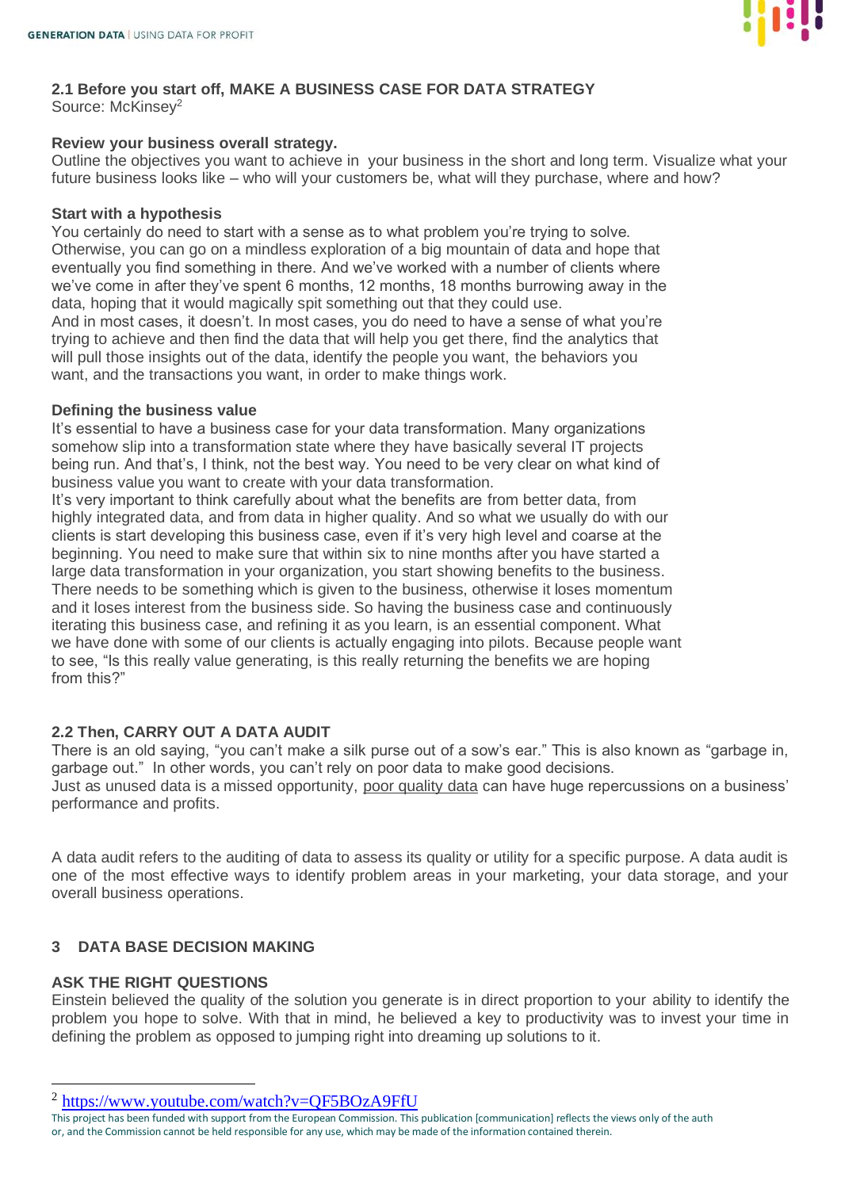### 2.1 Before you start off, MAKE A BUSINESS CASE FOR DATA STRATEGY

Source: McKinsey[2]

**Review your business overall strategy.**

Outline the objectives you want to achieve in your business in the short and long term. Visualize what your future business looks like – who will your customers be, what will they purchase, where and how?

**Start with a hypothesis**

You certainly do need to start with a sense as to what problem you're trying to solve. Otherwise, you can go on a mindless exploration of a big mountain of data and hope that eventually you find something in there. And we've worked with a number of clients where we've come in after they've spent 6 months, 12 months, 18 months burrowing away in the data, hoping that it would magically spit something out that they could use.

And in most cases, it doesn't. In most cases, you do need to have a sense of what you're trying to achieve and then find the data that will help you get there, find the analytics that will pull those insights out of the data, identify the people you want, the behaviors you want, and the transactions you want, in order to make things work.

**Defining the business value**

It's essential to have a business case for your data transformation. Many organizations somehow slip into a transformation state where they have basically several IT projects being run. And that's, I think, not the best way. You need to be very clear on what kind of business value you want to create with your data transformation.

It's very important to think carefully about what the benefits are from better data, from highly integrated data, and from data in higher quality. And so what we usually do with our clients is start developing this business case, even if it's very high level and coarse at the beginning. You need to make sure that within six to nine months after you have started a large data transformation in your organization, you start showing benefits to the business. There needs to be something which is given to the business, otherwise it loses momentum and it loses interest from the business side. So having the business case and continuously iterating this business case, and refining it as you learn, is an essential component. What we have done with some of our clients is actually engaging into pilots. Because people want to see, "Is this really value generating, is this really returning the benefits we are hoping from this?"

### 2.2 Then, CARRY OUT A DATA AUDIT

There is an old saying, "you can't make a silk purse out of a sow's ear." This is also known as "garbage in, garbage out." In other words, you can't rely on poor data to make good decisions.

Just as unused data is a missed opportunity, poor quality data can have huge repercussions on a business' performance and profits.

A data audit refers to the auditing of data to assess its quality or utility for a specific purpose. A data audit is one of the most effective ways to identify problem areas in your marketing, your data storage, and your overall business operations.

## 3 DATA BASE DECISION MAKING

**ASK THE RIGHT QUESTIONS**

Einstein believed the quality of the solution you generate is in direct proportion to your ability to identify the problem you hope to solve. With that in mind, he believed a key to productivity was to invest your time in defining the problem as opposed to jumping right into dreaming up solutions to it.

---

[2] https://www.youtube.com/watch?v=QF5BOzA9FfU

This project has been funded with support from the European Commission. This publication [communication] reflects the views only of the auth or, and the Commission cannot be held responsible for any use, which may be made of the information contained therein.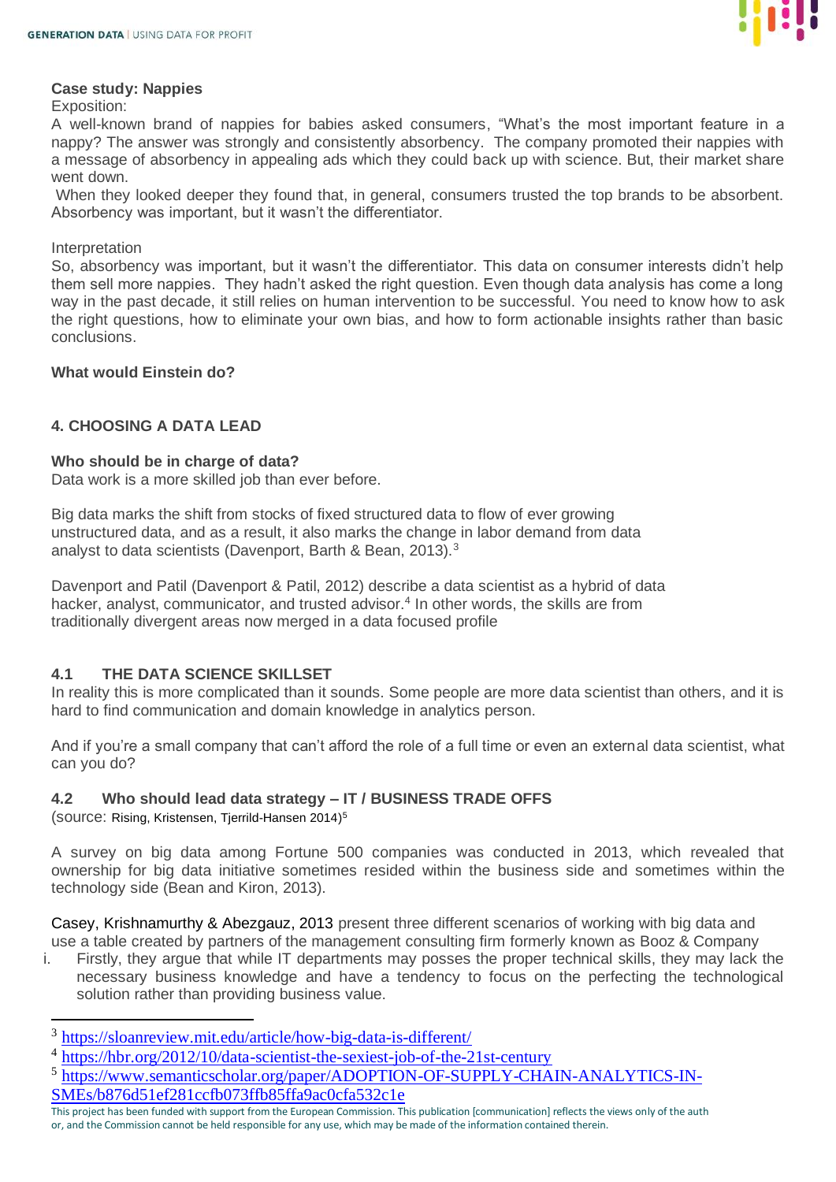**Case study: Nappies**

Exposition:

A well-known brand of nappies for babies asked consumers, "What's the most important feature in a nappy? The answer was strongly and consistently absorbency. The company promoted their nappies with a message of absorbency in appealing ads which they could back up with science. But, their market share went down.

When they looked deeper they found that, in general, consumers trusted the top brands to be absorbent. Absorbency was important, but it wasn't the differentiator.

Interpretation

So, absorbency was important, but it wasn't the differentiator. This data on consumer interests didn't help them sell more nappies. They hadn't asked the right question. Even though data analysis has come a long way in the past decade, it still relies on human intervention to be successful. You need to know how to ask the right questions, how to eliminate your own bias, and how to form actionable insights rather than basic conclusions.

**What would Einstein do?**

## 4. CHOOSING A DATA LEAD

**Who should be in charge of data?**

Data work is a more skilled job than ever before.

Big data marks the shift from stocks of fixed structured data to flow of ever growing unstructured data, and as a result, it also marks the change in labor demand from data analyst to data scientists (Davenport, Barth & Bean, 2013).[3]

Davenport and Patil (Davenport & Patil, 2012) describe a data scientist as a hybrid of data hacker, analyst, communicator, and trusted advisor.[4] In other words, the skills are from traditionally divergent areas now merged in a data focused profile

### 4.1 THE DATA SCIENCE SKILLSET

In reality this is more complicated than it sounds. Some people are more data scientist than others, and it is hard to find communication and domain knowledge in analytics person.

And if you're a small company that can't afford the role of a full time or even an external data scientist, what can you do?

### 4.2 Who should lead data strategy – IT / BUSINESS TRADE OFFS

(source: Rising, Kristensen, Tjerrild-Hansen 2014)[5]

A survey on big data among Fortune 500 companies was conducted in 2013, which revealed that ownership for big data initiative sometimes resided within the business side and sometimes within the technology side (Bean and Kiron, 2013).

Casey, Krishnamurthy & Abezgauz, 2013 present three different scenarios of working with big data and use a table created by partners of the management consulting firm formerly known as Booz & Company

i. Firstly, they argue that while IT departments may posses the proper technical skills, they may lack the necessary business knowledge and have a tendency to focus on the perfecting the technological solution rather than providing business value.

---

[3] https://sloanreview.mit.edu/article/how-big-data-is-different/

[4] https://hbr.org/2012/10/data-scientist-the-sexiest-job-of-the-21st-century

[5] https://www.semanticscholar.org/paper/ADOPTION-OF-SUPPLY-CHAIN-ANALYTICS-IN-SMEs/b876d51ef281ccfb073ffb85ffa9ac0cfa532c1e

This project has been funded with support from the European Commission. This publication [communication] reflects the views only of the author, and the Commission cannot be held responsible for any use, which may be made of the information contained therein.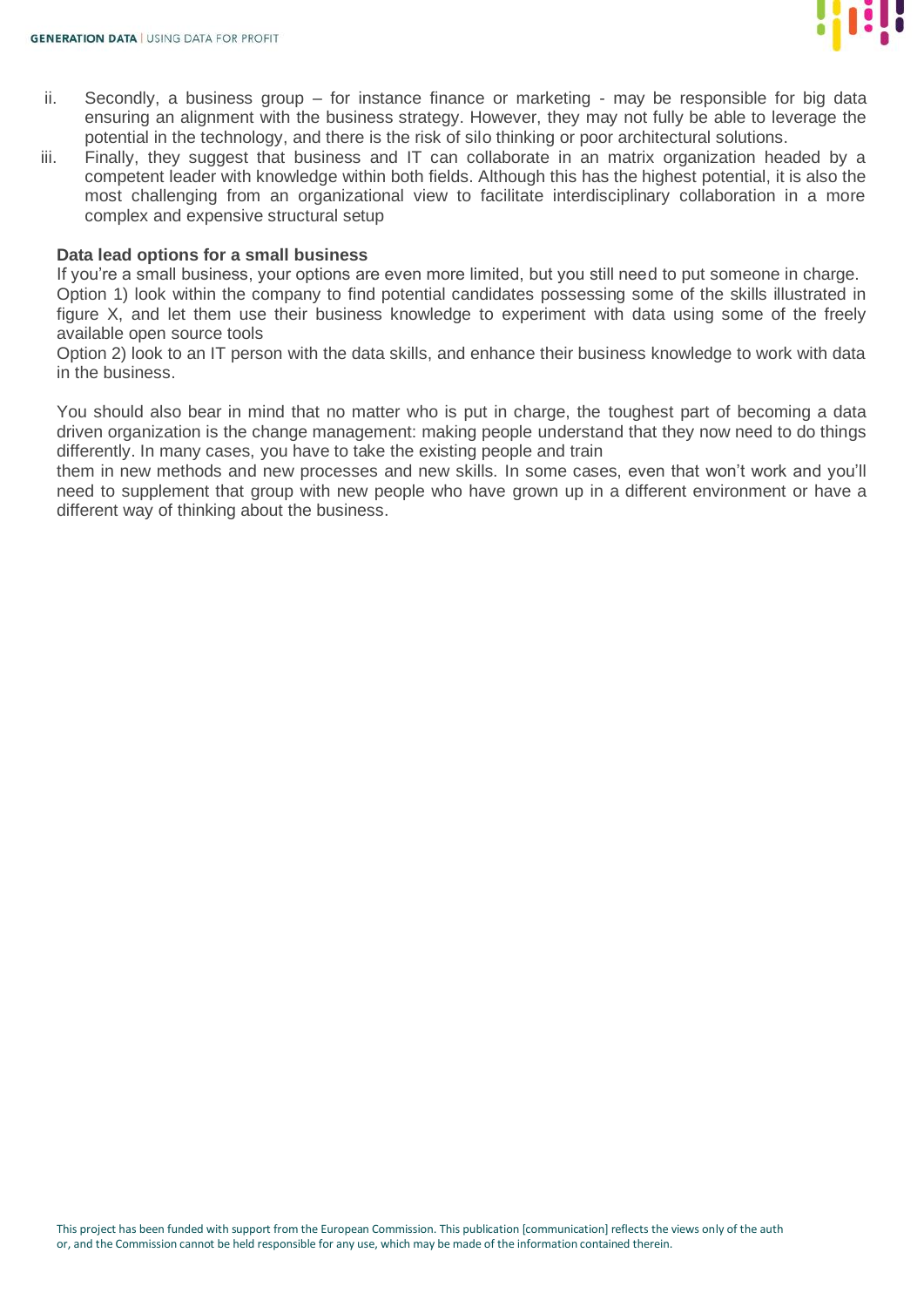ii. Secondly, a business group – for instance finance or marketing - may be responsible for big data ensuring an alignment with the business strategy. However, they may not fully be able to leverage the potential in the technology, and there is the risk of silo thinking or poor architectural solutions.

iii. Finally, they suggest that business and IT can collaborate in an matrix organization headed by a competent leader with knowledge within both fields. Although this has the highest potential, it is also the most challenging from an organizational view to facilitate interdisciplinary collaboration in a more complex and expensive structural setup

**Data lead options for a small business**

If you're a small business, your options are even more limited, but you still need to put someone in charge.

Option 1) look within the company to find potential candidates possessing some of the skills illustrated in figure X, and let them use their business knowledge to experiment with data using some of the freely available open source tools

Option 2) look to an IT person with the data skills, and enhance their business knowledge to work with data in the business.

You should also bear in mind that no matter who is put in charge, the toughest part of becoming a data driven organization is the change management: making people understand that they now need to do things differently. In many cases, you have to take the existing people and train them in new methods and new processes and new skills. In some cases, even that won't work and you'll need to supplement that group with new people who have grown up in a different environment or have a different way of thinking about the business.